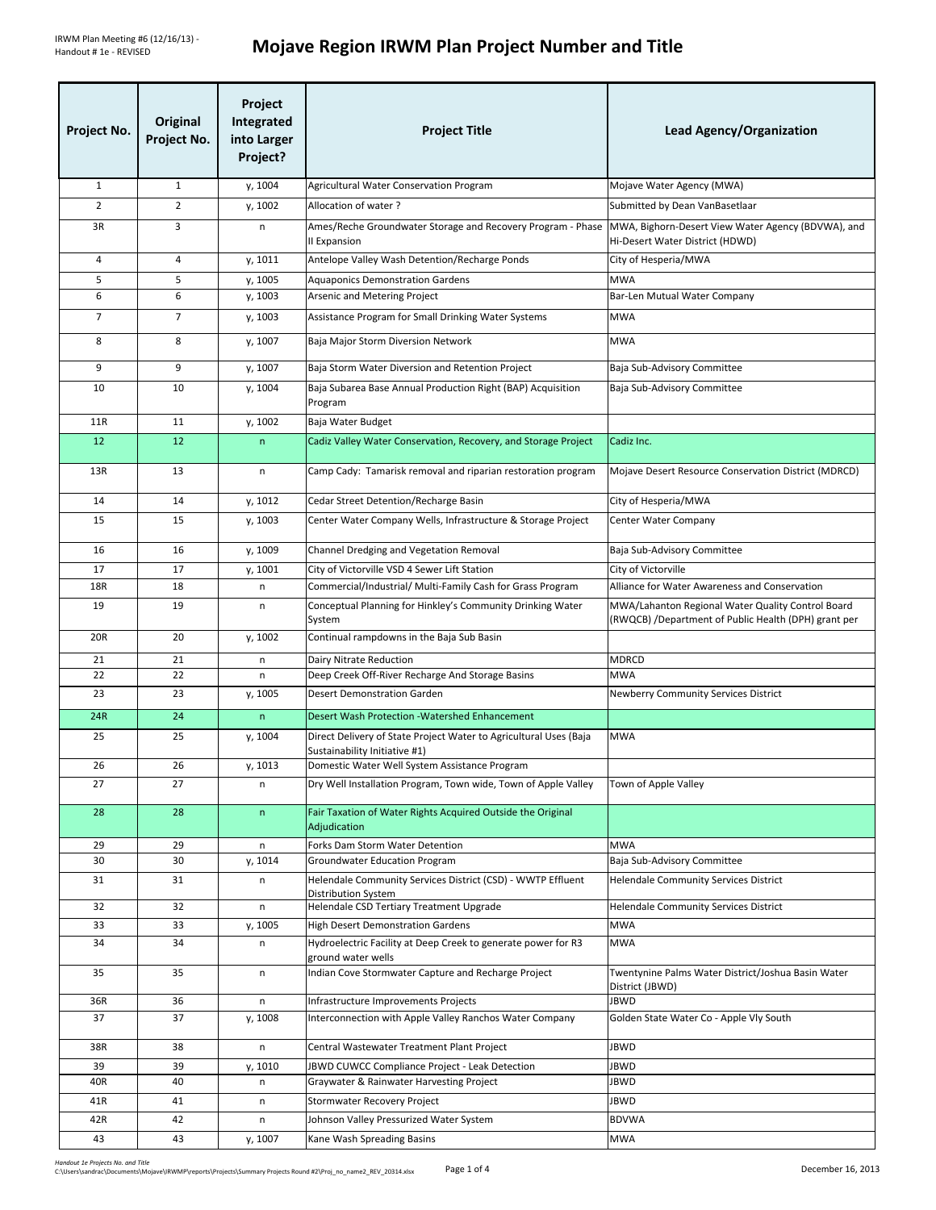# Mojave Region IRWM Plan Project Number and Title

| Project No. | Original Project No. | Project Integrated into Larger Project? | Project Title | Lead Agency/Organization |
|---|---|---|---|---|
| 1 | 1 | y, 1004 | Agricultural Water Conservation Program | Mojave Water Agency (MWA) |
| 2 | 2 | y, 1002 | Allocation of water ? | Submitted by Dean VanBasetlaar |
| 3R | 3 | n | Ames/Reche Groundwater Storage and Recovery Program - Phase II Expansion | MWA, Bighorn-Desert View Water Agency (BDVWA), and Hi-Desert Water District (HDWD) |
| 4 | 4 | y, 1011 | Antelope Valley Wash Detention/Recharge Ponds | City of Hesperia/MWA |
| 5 | 5 | y, 1005 | Aquaponics Demonstration Gardens | MWA |
| 6 | 6 | y, 1003 | Arsenic and Metering Project | Bar-Len Mutual Water Company |
| 7 | 7 | y, 1003 | Assistance Program for Small Drinking Water Systems | MWA |
| 8 | 8 | y, 1007 | Baja Major Storm Diversion Network | MWA |
| 9 | 9 | y, 1007 | Baja Storm Water Diversion and Retention Project | Baja Sub-Advisory Committee |
| 10 | 10 | y, 1004 | Baja Subarea Base Annual Production Right (BAP) Acquisition Program | Baja Sub-Advisory Committee |
| 11R | 11 | y, 1002 | Baja Water Budget | |
| 12 | 12 | n | Cadiz Valley Water Conservation, Recovery, and Storage Project | Cadiz Inc. |
| 13R | 13 | n | Camp Cady: Tamarisk removal and riparian restoration program | Mojave Desert Resource Conservation District (MDRCD) |
| 14 | 14 | y, 1012 | Cedar Street Detention/Recharge Basin | City of Hesperia/MWA |
| 15 | 15 | y, 1003 | Center Water Company Wells, Infrastructure & Storage Project | Center Water Company |
| 16 | 16 | y, 1009 | Channel Dredging and Vegetation Removal | Baja Sub-Advisory Committee |
| 17 | 17 | y, 1001 | City of Victorville VSD 4 Sewer Lift Station | City of Victorville |
| 18R | 18 | n | Commercial/Industrial/ Multi-Family Cash for Grass Program | Alliance for Water Awareness and Conservation |
| 19 | 19 | n | Conceptual Planning for Hinkley's Community Drinking Water System | MWA/Lahanton Regional Water Quality Control Board (RWQCB) /Department of Public Health (DPH) grant per |
| 20R | 20 | y, 1002 | Continual rampdowns in the Baja Sub Basin | |
| 21 | 21 | n | Dairy Nitrate Reduction | MDRCD |
| 22 | 22 | n | Deep Creek Off-River Recharge And Storage Basins | MWA |
| 23 | 23 | y, 1005 | Desert Demonstration Garden | Newberry Community Services District |
| 24R | 24 | n | Desert Wash Protection -Watershed Enhancement | |
| 25 | 25 | y, 1004 | Direct Delivery of State Project Water to Agricultural Uses (Baja Sustainability Initiative #1) | MWA |
| 26 | 26 | y, 1013 | Domestic Water Well System Assistance Program | |
| 27 | 27 | n | Dry Well Installation Program, Town wide, Town of Apple Valley | Town of Apple Valley |
| 28 | 28 | n | Fair Taxation of Water Rights Acquired Outside the Original Adjudication | |
| 29 | 29 | n | Forks Dam Storm Water Detention | MWA |
| 30 | 30 | y, 1014 | Groundwater Education Program | Baja Sub-Advisory Committee |
| 31 | 31 | n | Helendale Community Services District (CSD) - WWTP Effluent Distribution System | Helendale Community Services District |
| 32 | 32 | n | Helendale CSD Tertiary Treatment Upgrade | Helendale Community Services District |
| 33 | 33 | y, 1005 | High Desert Demonstration Gardens | MWA |
| 34 | 34 | n | Hydroelectric Facility at Deep Creek to generate power for R3 ground water wells | MWA |
| 35 | 35 | n | Indian Cove Stormwater Capture and Recharge Project | Twentynine Palms Water District/Joshua Basin Water District (JBWD) |
| 36R | 36 | n | Infrastructure Improvements Projects | JBWD |
| 37 | 37 | y, 1008 | Interconnection with Apple Valley Ranchos Water Company | Golden State Water Co - Apple Vly South |
| 38R | 38 | n | Central Wastewater Treatment Plant Project | JBWD |
| 39 | 39 | y, 1010 | JBWD CUWCC Compliance Project - Leak Detection | JBWD |
| 40R | 40 | n | Graywater & Rainwater Harvesting Project | JBWD |
| 41R | 41 | n | Stormwater Recovery Project | JBWD |
| 42R | 42 | n | Johnson Valley Pressurized Water System | BDVWA |
| 43 | 43 | y, 1007 | Kane Wash Spreading Basins | MWA |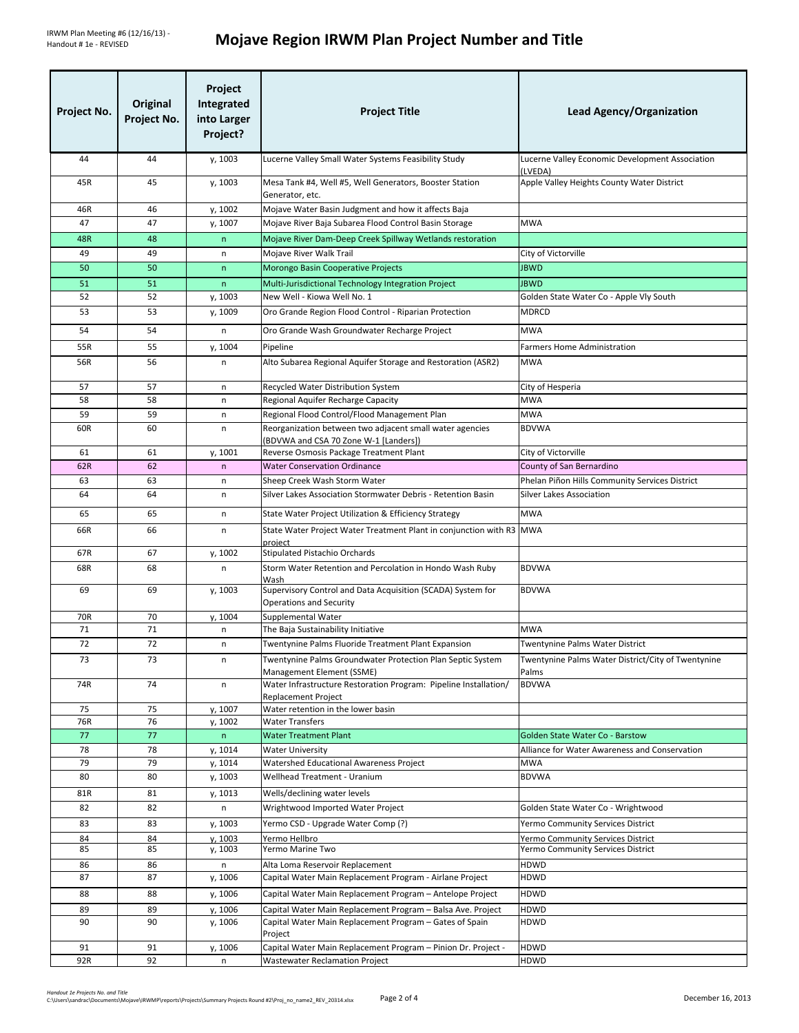# Mojave Region IRWM Plan Project Number and Title

| Project No. | Original Project No. | Project Integrated into Larger Project? | Project Title | Lead Agency/Organization |
|---|---|---|---|---|
| 44 | 44 | y, 1003 | Lucerne Valley Small Water Systems Feasibility Study | Lucerne Valley Economic Development Association (LVEDA) |
| 45R | 45 | y, 1003 | Mesa Tank #4, Well #5, Well Generators, Booster Station Generator, etc. | Apple Valley Heights County Water District |
| 46R | 46 | y, 1002 | Mojave Water Basin Judgment and how it affects Baja | |
| 47 | 47 | y, 1007 | Mojave River Baja Subarea Flood Control Basin Storage | MWA |
| 48R | 48 | n | Mojave River Dam-Deep Creek Spillway Wetlands restoration | |
| 49 | 49 | n | Mojave River Walk Trail | City of Victorville |
| 50 | 50 | n | Morongo Basin Cooperative Projects | JBWD |
| 51 | 51 | n | Multi-Jurisdictional Technology Integration Project | JBWD |
| 52 | 52 | y, 1003 | New Well - Kiowa Well No. 1 | Golden State Water Co - Apple Vly South |
| 53 | 53 | y, 1009 | Oro Grande Region Flood Control - Riparian Protection | MDRCD |
| 54 | 54 | n | Oro Grande Wash Groundwater Recharge Project | MWA |
| 55R | 55 | y, 1004 | Pipeline | Farmers Home Administration |
| 56R | 56 | n | Alto Subarea Regional Aquifer Storage and Restoration (ASR2) | MWA |
| 57 | 57 | n | Recycled Water Distribution System | City of Hesperia |
| 58 | 58 | n | Regional Aquifer Recharge Capacity | MWA |
| 59 | 59 | n | Regional Flood Control/Flood Management Plan | MWA |
| 60R | 60 | n | Reorganization between two adjacent small water agencies (BDVWA and CSA 70 Zone W-1 [Landers]) | BDVWA |
| 61 | 61 | y, 1001 | Reverse Osmosis Package Treatment Plant | City of Victorville |
| 62R | 62 | n | Water Conservation Ordinance | County of San Bernardino |
| 63 | 63 | n | Sheep Creek Wash Storm Water | Phelan Piñon Hills Community Services District |
| 64 | 64 | n | Silver Lakes Association Stormwater Debris - Retention Basin | Silver Lakes Association |
| 65 | 65 | n | State Water Project Utilization & Efficiency Strategy | MWA |
| 66R | 66 | n | State Water Project Water Treatment Plant in conjunction with R3 project | MWA |
| 67R | 67 | y, 1002 | Stipulated Pistachio Orchards | |
| 68R | 68 | n | Storm Water Retention and Percolation in Hondo Wash Ruby Wash | BDVWA |
| 69 | 69 | y, 1003 | Supervisory Control and Data Acquisition (SCADA) System for Operations and Security | BDVWA |
| 70R | 70 | y, 1004 | Supplemental Water | |
| 71 | 71 | n | The Baja Sustainability Initiative | MWA |
| 72 | 72 | n | Twentynine Palms Fluoride Treatment Plant Expansion | Twentynine Palms Water District |
| 73 | 73 | n | Twentynine Palms Groundwater Protection Plan Septic System Management Element (SSME) | Twentynine Palms Water District/City of Twentynine Palms |
| 74R | 74 | n | Water Infrastructure Restoration Program: Pipeline Installation/ Replacement Project | BDVWA |
| 75 | 75 | y, 1007 | Water retention in the lower basin | |
| 76R | 76 | y, 1002 | Water Transfers | |
| 77 | 77 | n | Water Treatment Plant | Golden State Water Co - Barstow |
| 78 | 78 | y, 1014 | Water University | Alliance for Water Awareness and Conservation |
| 79 | 79 | y, 1014 | Watershed Educational Awareness Project | MWA |
| 80 | 80 | y, 1003 | Wellhead Treatment - Uranium | BDVWA |
| 81R | 81 | y, 1013 | Wells/declining water levels | |
| 82 | 82 | n | Wrightwood Imported Water Project | Golden State Water Co - Wrightwood |
| 83 | 83 | y, 1003 | Yermo CSD - Upgrade Water Comp (?) | Yermo Community Services District |
| 84 | 84 | y, 1003 | Yermo Hellbro | Yermo Community Services District |
| 85 | 85 | y, 1003 | Yermo Marine Two | Yermo Community Services District |
| 86 | 86 | n | Alta Loma Reservoir Replacement | HDWD |
| 87 | 87 | y, 1006 | Capital Water Main Replacement Program - Airlane Project | HDWD |
| 88 | 88 | y, 1006 | Capital Water Main Replacement Program – Antelope Project | HDWD |
| 89 | 89 | y, 1006 | Capital Water Main Replacement Program – Balsa Ave. Project | HDWD |
| 90 | 90 | y, 1006 | Capital Water Main Replacement Program – Gates of Spain Project | HDWD |
| 91 | 91 | y, 1006 | Capital Water Main Replacement Program – Pinion Dr. Project - | HDWD |
| 92R | 92 | n | Wastewater Reclamation Project | HDWD |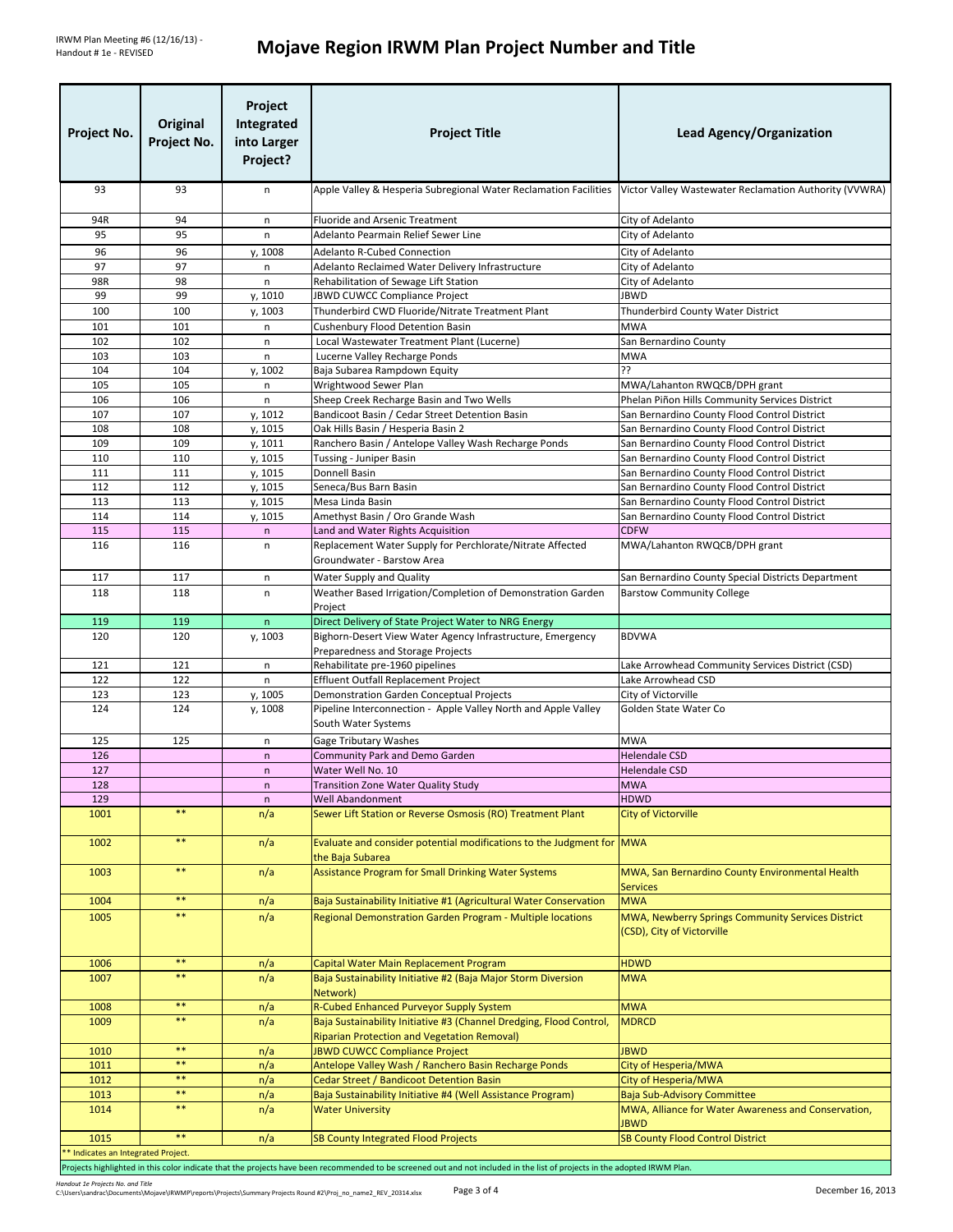# Mojave Region IRWM Plan Project Number and Title

| Project No. | Original Project No. | Project Integrated into Larger Project? | Project Title | Lead Agency/Organization |
|---|---|---|---|---|
| 93 | 93 | n | Apple Valley & Hesperia Subregional Water Reclamation Facilities | Victor Valley Wastewater Reclamation Authority (VVWRA) |
| 94R | 94 | n | Fluoride and Arsenic Treatment | City of Adelanto |
| 95 | 95 | n | Adelanto Pearmain Relief Sewer Line | City of Adelanto |
| 96 | 96 | y, 1008 | Adelanto R-Cubed Connection | City of Adelanto |
| 97 | 97 | n | Adelanto Reclaimed Water Delivery Infrastructure | City of Adelanto |
| 98R | 98 | n | Rehabilitation of Sewage Lift Station | City of Adelanto |
| 99 | 99 | y, 1010 | JBWD CUWCC Compliance Project | JBWD |
| 100 | 100 | y, 1003 | Thunderbird CWD Fluoride/Nitrate Treatment Plant | Thunderbird County Water District |
| 101 | 101 | n | Cushenbury Flood Detention Basin | MWA |
| 102 | 102 | n | Local Wastewater Treatment Plant (Lucerne) | San Bernardino County |
| 103 | 103 | n | Lucerne Valley Recharge Ponds | MWA |
| 104 | 104 | y, 1002 | Baja Subarea Rampdown Equity | ?? |
| 105 | 105 | n | Wrightwood Sewer Plan | MWA/Lahanton RWQCB/DPH grant |
| 106 | 106 | n | Sheep Creek Recharge Basin and Two Wells | Phelan Piñon Hills Community Services District |
| 107 | 107 | y, 1012 | Bandicoot Basin / Cedar Street Detention Basin | San Bernardino County Flood Control District |
| 108 | 108 | y, 1015 | Oak Hills Basin / Hesperia Basin 2 | San Bernardino County Flood Control District |
| 109 | 109 | y, 1011 | Ranchero Basin / Antelope Valley Wash Recharge Ponds | San Bernardino County Flood Control District |
| 110 | 110 | y, 1015 | Tussing - Juniper Basin | San Bernardino County Flood Control District |
| 111 | 111 | y, 1015 | Donnell Basin | San Bernardino County Flood Control District |
| 112 | 112 | y, 1015 | Seneca/Bus Barn Basin | San Bernardino County Flood Control District |
| 113 | 113 | y, 1015 | Mesa Linda Basin | San Bernardino County Flood Control District |
| 114 | 114 | y, 1015 | Amethyst Basin / Oro Grande Wash | San Bernardino County Flood Control District |
| 115 | 115 | n | Land and Water Rights Acquisition | CDFW |
| 116 | 116 | n | Replacement Water Supply for Perchlorate/Nitrate Affected Groundwater - Barstow Area | MWA/Lahanton RWQCB/DPH grant |
| 117 | 117 | n | Water Supply and Quality | San Bernardino County Special Districts Department |
| 118 | 118 | n | Weather Based Irrigation/Completion of Demonstration Garden Project | Barstow Community College |
| 119 | 119 | n | Direct Delivery of State Project Water to NRG Energy | |
| 120 | 120 | y, 1003 | Bighorn-Desert View Water Agency Infrastructure, Emergency Preparedness and Storage Projects | BDVWA |
| 121 | 121 | n | Rehabilitate pre-1960 pipelines | Lake Arrowhead Community Services District (CSD) |
| 122 | 122 | n | Effluent Outfall Replacement Project | Lake Arrowhead CSD |
| 123 | 123 | y, 1005 | Demonstration Garden Conceptual Projects | City of Victorville |
| 124 | 124 | y, 1008 | Pipeline Interconnection - Apple Valley North and Apple Valley South Water Systems | Golden State Water Co |
| 125 | 125 | n | Gage Tributary Washes | MWA |
| 126 | | n | Community Park and Demo Garden | Helendale CSD |
| 127 | | n | Water Well No. 10 | Helendale CSD |
| 128 | | n | Transition Zone Water Quality Study | MWA |
| 129 | | n | Well Abandonment | HDWD |
| 1001 | ** | n/a | Sewer Lift Station or Reverse Osmosis (RO) Treatment Plant | City of Victorville |
| 1002 | ** | n/a | Evaluate and consider potential modifications to the Judgment for the Baja Subarea | MWA |
| 1003 | ** | n/a | Assistance Program for Small Drinking Water Systems | MWA, San Bernardino County Environmental Health Services |
| 1004 | ** | n/a | Baja Sustainability Initiative #1 (Agricultural Water Conservation | MWA |
| 1005 | ** | n/a | Regional Demonstration Garden Program - Multiple locations | MWA, Newberry Springs Community Services District (CSD), City of Victorville |
| 1006 | ** | n/a | Capital Water Main Replacement Program | HDWD |
| 1007 | ** | n/a | Baja Sustainability Initiative #2 (Baja Major Storm Diversion Network) | MWA |
| 1008 | ** | n/a | R-Cubed Enhanced Purveyor Supply System | MWA |
| 1009 | ** | n/a | Baja Sustainability Initiative #3 (Channel Dredging, Flood Control, Riparian Protection and Vegetation Removal) | MDRCD |
| 1010 | ** | n/a | JBWD CUWCC Compliance Project | JBWD |
| 1011 | ** | n/a | Antelope Valley Wash / Ranchero Basin Recharge Ponds | City of Hesperia/MWA |
| 1012 | ** | n/a | Cedar Street / Bandicoot Detention Basin | City of Hesperia/MWA |
| 1013 | ** | n/a | Baja Sustainability Initiative #4 (Well Assistance Program) | Baja Sub-Advisory Committee |
| 1014 | ** | n/a | Water University | MWA, Alliance for Water Awareness and Conservation, JBWD |
| 1015 | ** | n/a | SB County Integrated Flood Projects | SB County Flood Control District |

** Indicates an Integrated Project.

Projects highlighted in this color indicate that the projects have been recommended to be screened out and not included in the list of projects in the adopted IRWM Plan.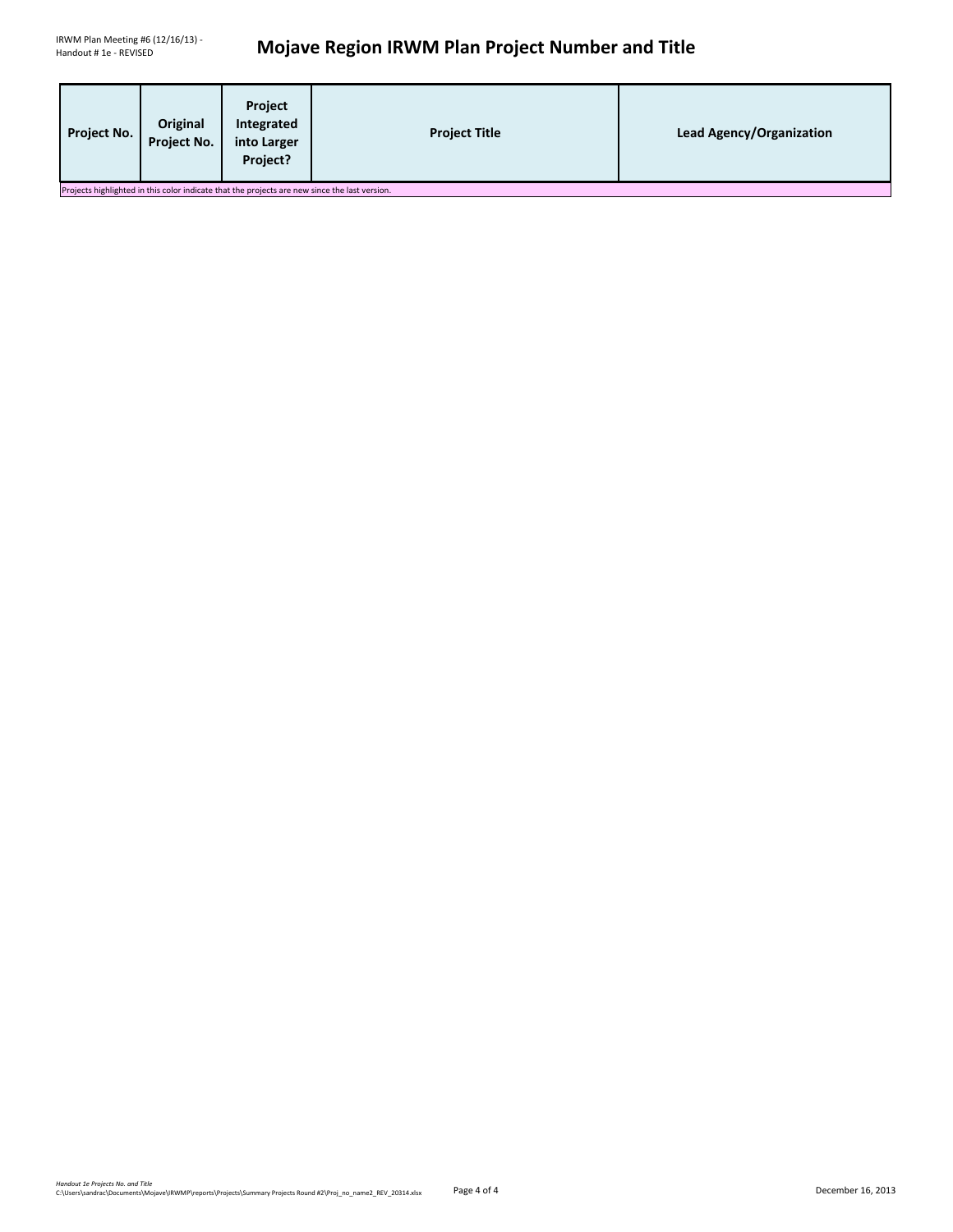# Mojave Region IRWM Plan Project Number and Title

| Project No. | Original Project No. | Project Integrated into Larger Project? | Project Title | Lead Agency/Organization |
|---|---|---|---|---|

Projects highlighted in this color indicate that the projects are new since the last version.